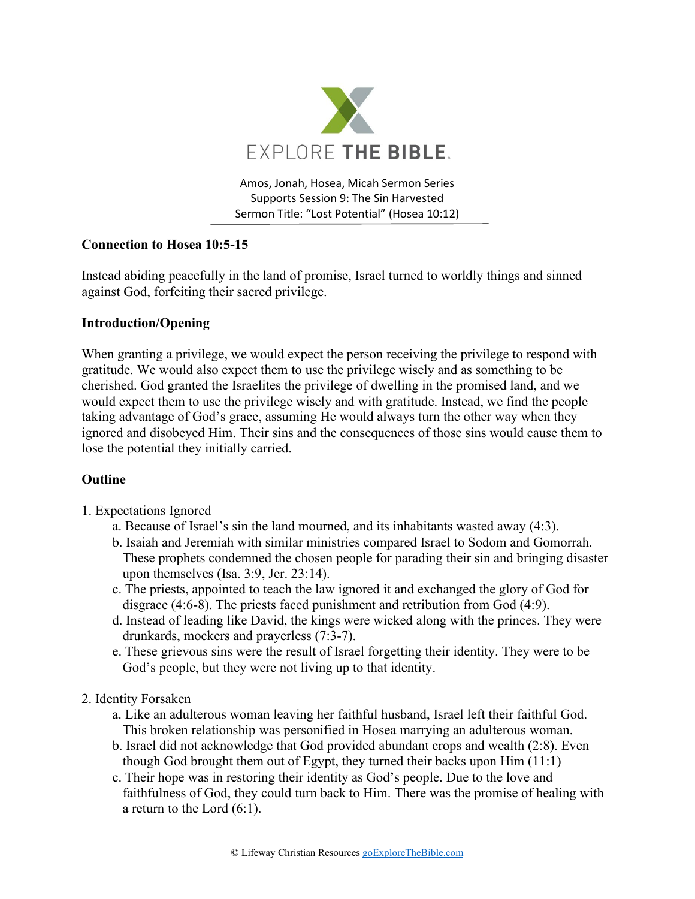EXPLORE THE BIBLE.

Amos, Jonah, Hosea, Micah Sermon Series
Supports Session 9: The Sin Harvested
Sermon Title: "Lost Potential" (Hosea 10:12)

**Connection to Hosea 10:5-15**

Instead abiding peacefully in the land of promise, Israel turned to worldly things and sinned against God, forfeiting their sacred privilege.

**Introduction/Opening**

When granting a privilege, we would expect the person receiving the privilege to respond with gratitude. We would also expect them to use the privilege wisely and as something to be cherished. God granted the Israelites the privilege of dwelling in the promised land, and we would expect them to use the privilege wisely and with gratitude. Instead, we find the people taking advantage of God's grace, assuming He would always turn the other way when they ignored and disobeyed Him. Their sins and the consequences of those sins would cause them to lose the potential they initially carried.

**Outline**

1. Expectations Ignored
   a. Because of Israel's sin the land mourned, and its inhabitants wasted away (4:3).
   b. Isaiah and Jeremiah with similar ministries compared Israel to Sodom and Gomorrah. These prophets condemned the chosen people for parading their sin and bringing disaster upon themselves (Isa. 3:9, Jer. 23:14).
   c. The priests, appointed to teach the law ignored it and exchanged the glory of God for disgrace (4:6-8). The priests faced punishment and retribution from God (4:9).
   d. Instead of leading like David, the kings were wicked along with the princes. They were drunkards, mockers and prayerless (7:3-7).
   e. These grievous sins were the result of Israel forgetting their identity. They were to be God's people, but they were not living up to that identity.

2. Identity Forsaken
   a. Like an adulterous woman leaving her faithful husband, Israel left their faithful God. This broken relationship was personified in Hosea marrying an adulterous woman.
   b. Israel did not acknowledge that God provided abundant crops and wealth (2:8). Even though God brought them out of Egypt, they turned their backs upon Him (11:1)
   c. Their hope was in restoring their identity as God's people. Due to the love and faithfulness of God, they could turn back to Him. There was the promise of healing with a return to the Lord (6:1).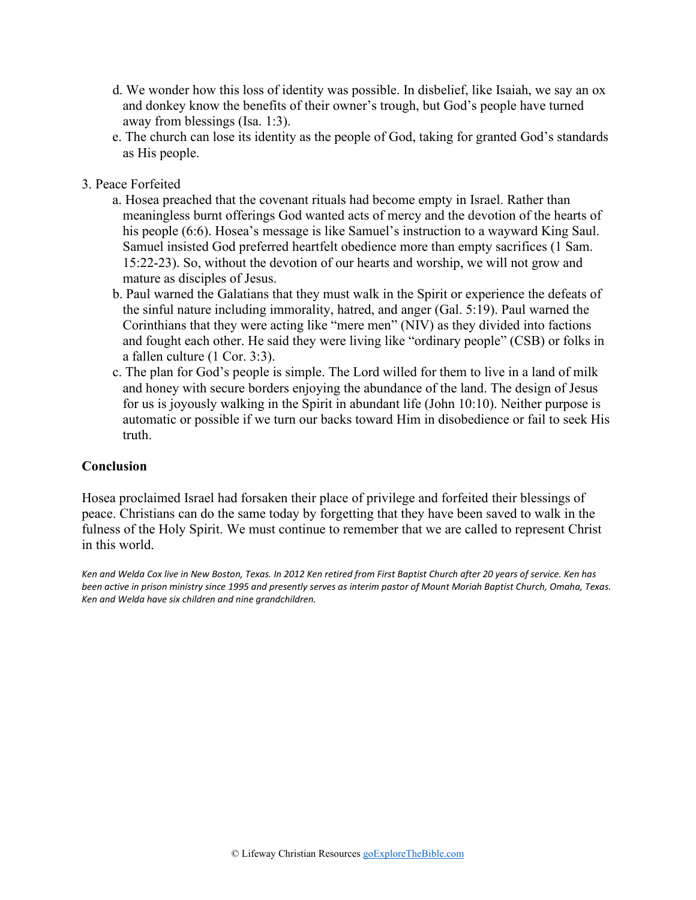d. We wonder how this loss of identity was possible. In disbelief, like Isaiah, we say an ox and donkey know the benefits of their owner's trough, but God's people have turned away from blessings (Isa. 1:3).

e. The church can lose its identity as the people of God, taking for granted God's standards as His people.

3. Peace Forfeited

a. Hosea preached that the covenant rituals had become empty in Israel. Rather than meaningless burnt offerings God wanted acts of mercy and the devotion of the hearts of his people (6:6). Hosea's message is like Samuel's instruction to a wayward King Saul. Samuel insisted God preferred heartfelt obedience more than empty sacrifices (1 Sam. 15:22-23). So, without the devotion of our hearts and worship, we will not grow and mature as disciples of Jesus.

b. Paul warned the Galatians that they must walk in the Spirit or experience the defeats of the sinful nature including immorality, hatred, and anger (Gal. 5:19). Paul warned the Corinthians that they were acting like "mere men" (NIV) as they divided into factions and fought each other. He said they were living like "ordinary people" (CSB) or folks in a fallen culture (1 Cor. 3:3).

c. The plan for God's people is simple. The Lord willed for them to live in a land of milk and honey with secure borders enjoying the abundance of the land. The design of Jesus for us is joyously walking in the Spirit in abundant life (John 10:10). Neither purpose is automatic or possible if we turn our backs toward Him in disobedience or fail to seek His truth.

**Conclusion**

Hosea proclaimed Israel had forsaken their place of privilege and forfeited their blessings of peace. Christians can do the same today by forgetting that they have been saved to walk in the fulness of the Holy Spirit. We must continue to remember that we are called to represent Christ in this world.

*Ken and Welda Cox live in New Boston, Texas. In 2012 Ken retired from First Baptist Church after 20 years of service. Ken has been active in prison ministry since 1995 and presently serves as interim pastor of Mount Moriah Baptist Church, Omaha, Texas. Ken and Welda have six children and nine grandchildren.*

© Lifeway Christian Resources goExploreTheBible.com